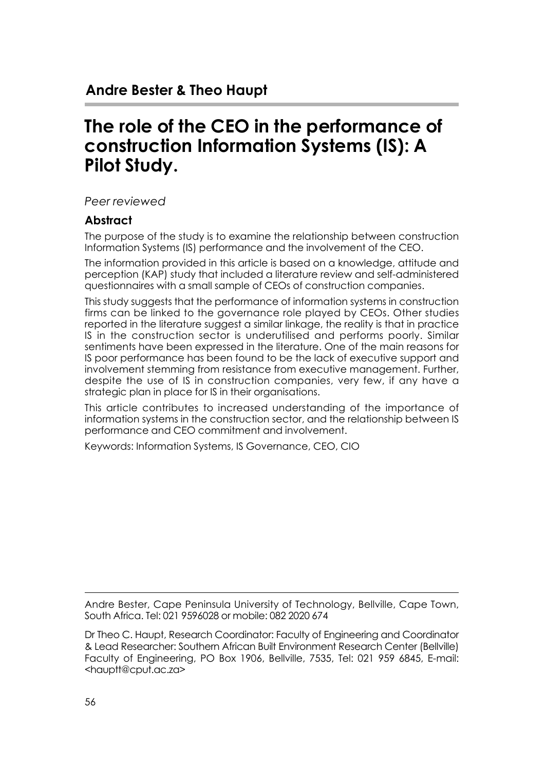## Andre Bester & Theo Haupt

# The role of the CEO in the performance of construction Information Systems (IS): A Pilot Study.

*Peer reviewed*

### Abstract

The purpose of the study is to examine the relationship between construction Information Systems (IS) performance and the involvement of the CEO.

The information provided in this article is based on a knowledge, attitude and perception (KAP) study that included a literature review and self-administered questionnaires with a small sample of CEOs of construction companies.

This study suggests that the performance of information systems in construction firms can be linked to the governance role played by CEOs. Other studies reported in the literature suggest a similar linkage, the reality is that in practice IS in the construction sector is underutilised and performs poorly. Similar sentiments have been expressed in the literature. One of the main reasons for IS poor performance has been found to be the lack of executive support and involvement stemming from resistance from executive management. Further, despite the use of IS in construction companies, very few, if any have a strategic plan in place for IS in their organisations.

This article contributes to increased understanding of the importance of information systems in the construction sector, and the relationship between IS performance and CEO commitment and involvement.

Keywords: Information Systems, IS Governance, CEO, CIO

---

Andre Bester, Cape Peninsula University of Technology, Bellville, Cape Town, South Africa. Tel: 021 9596028 or mobile: 082 2020 674

Dr Theo C. Haupt, Research Coordinator: Faculty of Engineering and Coordinator & Lead Researcher: Southern African Built Environment Research Center (Bellville) Faculty of Engineering, PO Box 1906, Bellville, 7535, Tel: 021 959 6845, E-mail: <hauptt@cput.ac.za>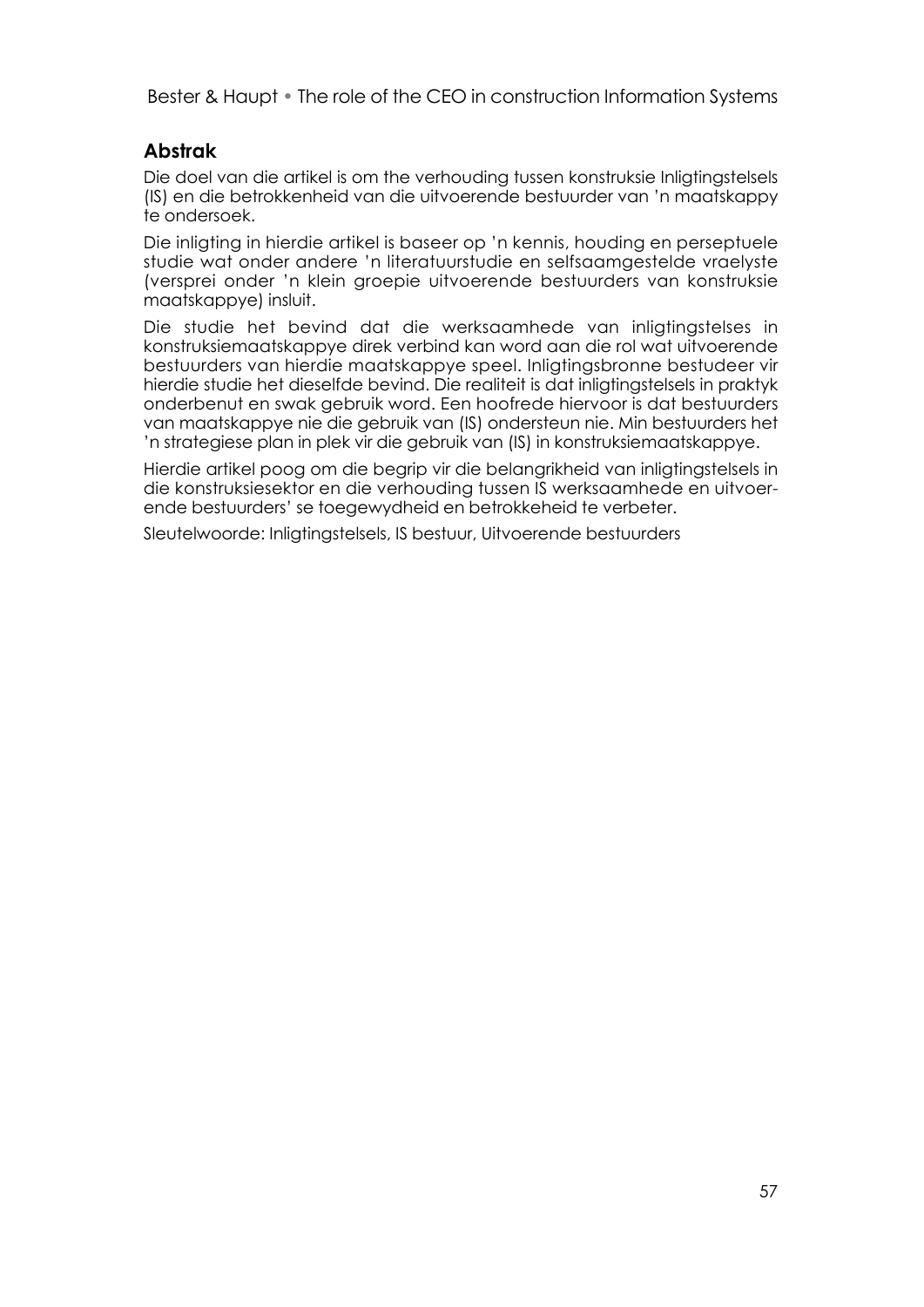## Abstrak

Die doel van die artikel is om the verhouding tussen konstruksie Inligtingstelsels (IS) en die betrokkenheid van die uitvoerende bestuurder van 'n maatskappy te ondersoek.

Die inligting in hierdie artikel is baseer op 'n kennis, houding en perseptuele studie wat onder andere 'n literatuurstudie en selfsaamgestelde vraelyste (versprei onder 'n klein groepie uitvoerende bestuurders van konstruksie maatskappye) insluit.

Die studie het bevind dat die werksaamhede van inligtingstelses in konstruksiemaatskappye direk verbind kan word aan die rol wat uitvoerende bestuurders van hierdie maatskappye speel. Inligtingsbronne bestudeer vir hierdie studie het dieselfde bevind. Die realiteit is dat inligtingstelsels in praktyk onderbenut en swak gebruik word. Een hoofrede hiervoor is dat bestuurders van maatskappye nie die gebruik van (IS) ondersteun nie. Min bestuurders het 'n strategiese plan in plek vir die gebruik van (IS) in konstruksiemaatskappye.

Hierdie artikel poog om die begrip vir die belangrikheid van inligtingstelsels in die konstruksiesektor en die verhouding tussen IS werksaamhede en uitvoerende bestuurders' se toegewydheid en betrokkeheid te verbeter.

Sleutelwoorde: Inligtingstelsels, IS bestuur, Uitvoerende bestuurders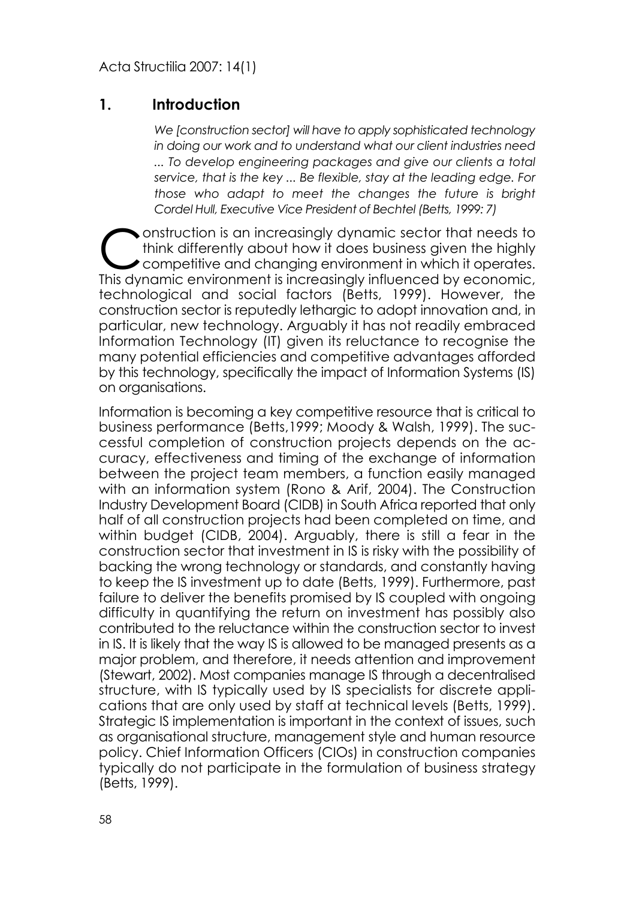## 1. Introduction

*We [construction sector] will have to apply sophisticated technology in doing our work and to understand what our client industries need ... To develop engineering packages and give our clients a total service, that is the key ... Be flexible, stay at the leading edge. For those who adapt to meet the changes the future is bright Cordel Hull, Executive Vice President of Bechtel (Betts, 1999: 7)*

Construction is an increasingly dynamic sector that needs to think differently about how it does business given the highly competitive and changing environment in which it operates. This dynamic environment is increasingly influenced by economic, technological and social factors (Betts, 1999). However, the construction sector is reputedly lethargic to adopt innovation and, in particular, new technology. Arguably it has not readily embraced Information Technology (IT) given its reluctance to recognise the many potential efficiencies and competitive advantages afforded by this technology, specifically the impact of Information Systems (IS) on organisations.

Information is becoming a key competitive resource that is critical to business performance (Betts,1999; Moody & Walsh, 1999). The successful completion of construction projects depends on the accuracy, effectiveness and timing of the exchange of information between the project team members, a function easily managed with an information system (Rono & Arif, 2004). The Construction Industry Development Board (CIDB) in South Africa reported that only half of all construction projects had been completed on time, and within budget (CIDB, 2004). Arguably, there is still a fear in the construction sector that investment in IS is risky with the possibility of backing the wrong technology or standards, and constantly having to keep the IS investment up to date (Betts, 1999). Furthermore, past failure to deliver the benefits promised by IS coupled with ongoing difficulty in quantifying the return on investment has possibly also contributed to the reluctance within the construction sector to invest in IS. It is likely that the way IS is allowed to be managed presents as a major problem, and therefore, it needs attention and improvement (Stewart, 2002). Most companies manage IS through a decentralised structure, with IS typically used by IS specialists for discrete applications that are only used by staff at technical levels (Betts, 1999). Strategic IS implementation is important in the context of issues, such as organisational structure, management style and human resource policy. Chief Information Officers (CIOs) in construction companies typically do not participate in the formulation of business strategy (Betts, 1999).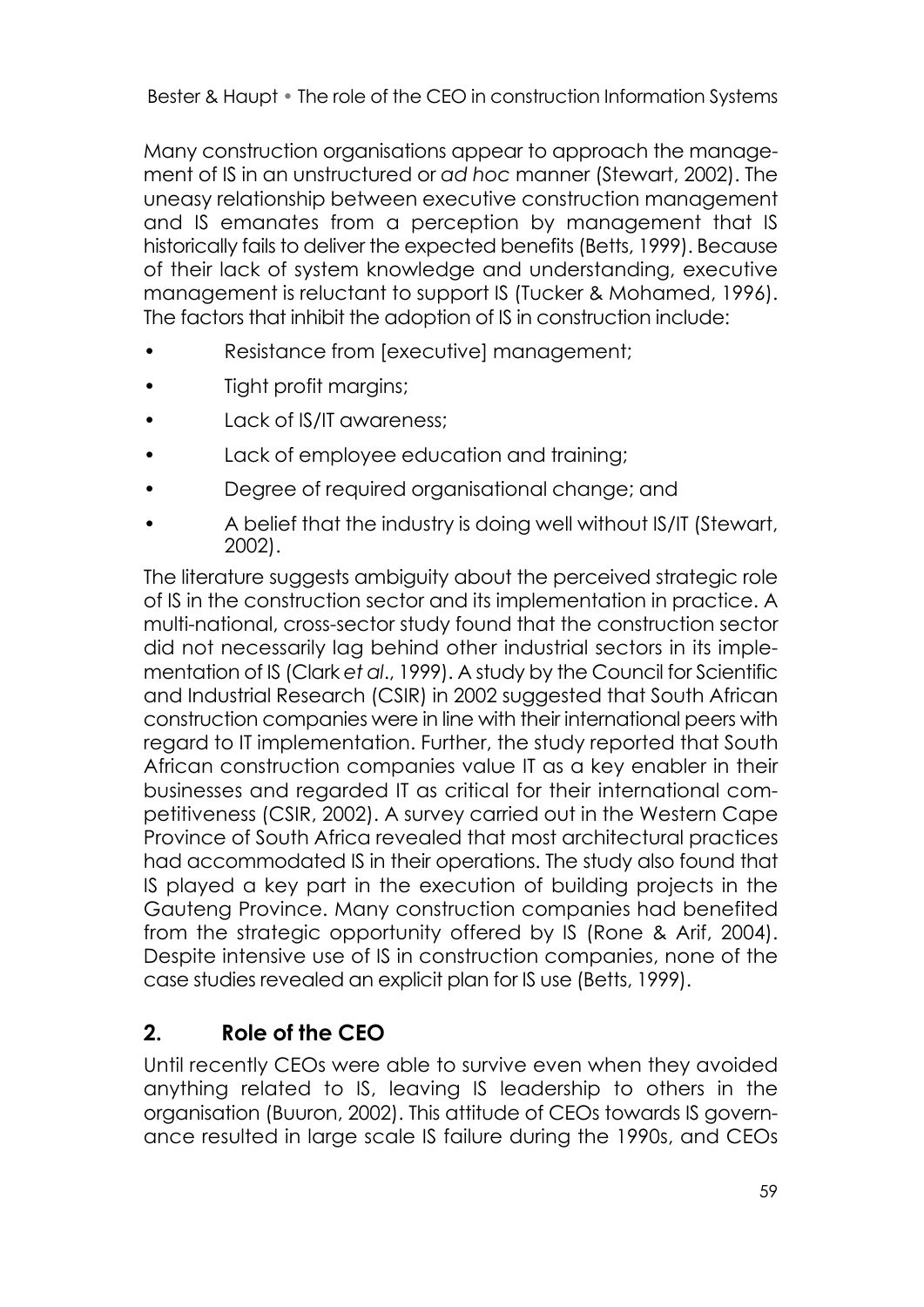Many construction organisations appear to approach the management of IS in an unstructured or *ad hoc* manner (Stewart, 2002). The uneasy relationship between executive construction management and IS emanates from a perception by management that IS historically fails to deliver the expected benefits (Betts, 1999). Because of their lack of system knowledge and understanding, executive management is reluctant to support IS (Tucker & Mohamed, 1996). The factors that inhibit the adoption of IS in construction include:

- Resistance from [executive] management;
- Tight profit margins;
- Lack of IS/IT awareness;
- Lack of employee education and training;
- Degree of required organisational change; and
- A belief that the industry is doing well without IS/IT (Stewart, 2002).

The literature suggests ambiguity about the perceived strategic role of IS in the construction sector and its implementation in practice. A multi-national, cross-sector study found that the construction sector did not necessarily lag behind other industrial sectors in its implementation of IS (Clark *et al*., 1999). A study by the Council for Scientific and Industrial Research (CSIR) in 2002 suggested that South African construction companies were in line with their international peers with regard to IT implementation. Further, the study reported that South African construction companies value IT as a key enabler in their businesses and regarded IT as critical for their international competitiveness (CSIR, 2002). A survey carried out in the Western Cape Province of South Africa revealed that most architectural practices had accommodated IS in their operations. The study also found that IS played a key part in the execution of building projects in the Gauteng Province. Many construction companies had benefited from the strategic opportunity offered by IS (Rone & Arif, 2004). Despite intensive use of IS in construction companies, none of the case studies revealed an explicit plan for IS use (Betts, 1999).

## 2. Role of the CEO

Until recently CEOs were able to survive even when they avoided anything related to IS, leaving IS leadership to others in the organisation (Buuron, 2002). This attitude of CEOs towards IS governance resulted in large scale IS failure during the 1990s, and CEOs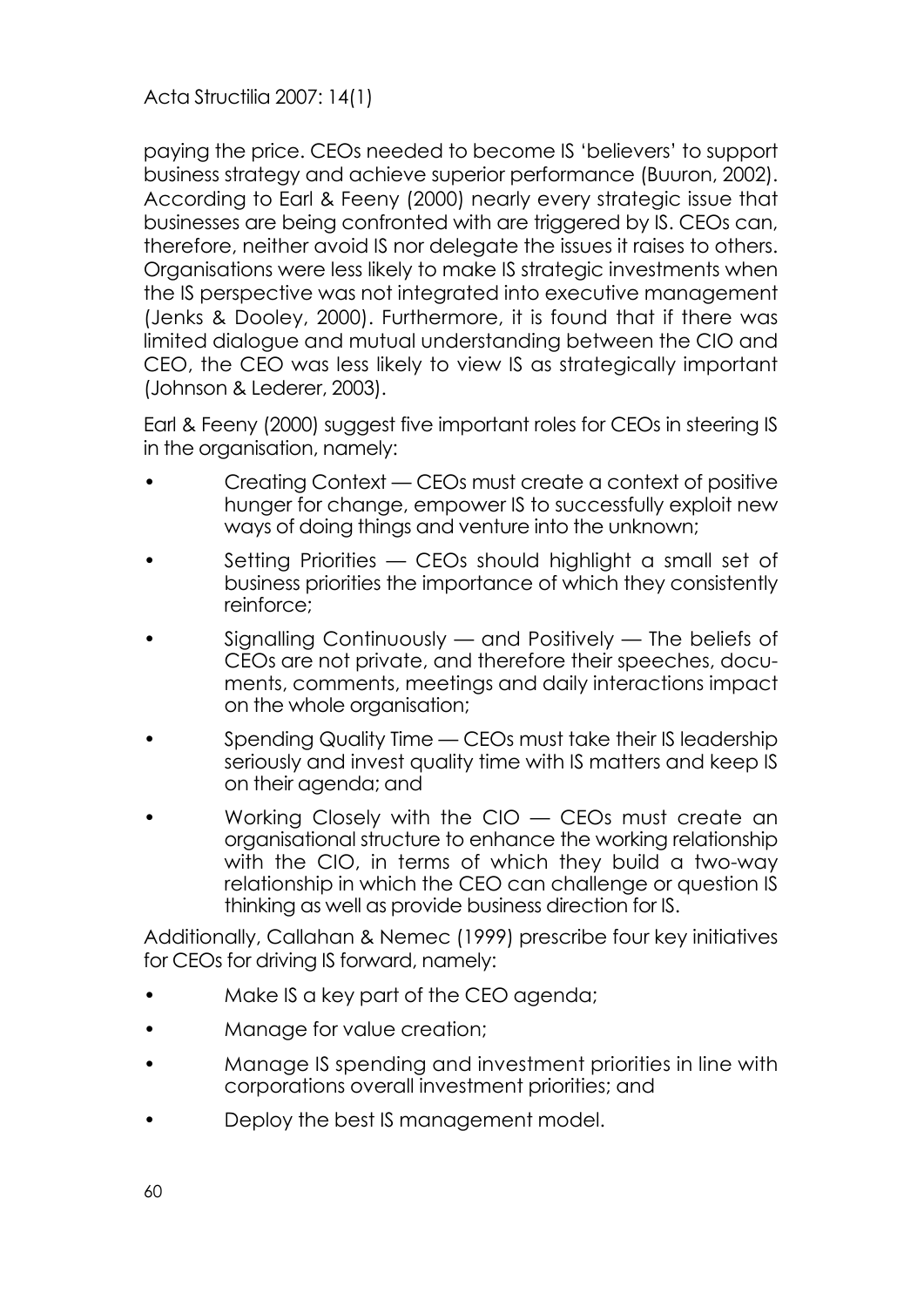paying the price. CEOs needed to become IS 'believers' to support business strategy and achieve superior performance (Buuron, 2002). According to Earl & Feeny (2000) nearly every strategic issue that businesses are being confronted with are triggered by IS. CEOs can, therefore, neither avoid IS nor delegate the issues it raises to others. Organisations were less likely to make IS strategic investments when the IS perspective was not integrated into executive management (Jenks & Dooley, 2000). Furthermore, it is found that if there was limited dialogue and mutual understanding between the CIO and CEO, the CEO was less likely to view IS as strategically important (Johnson & Lederer, 2003).

Earl & Feeny (2000) suggest five important roles for CEOs in steering IS in the organisation, namely:

- Creating Context — CEOs must create a context of positive hunger for change, empower IS to successfully exploit new ways of doing things and venture into the unknown;
- Setting Priorities — CEOs should highlight a small set of business priorities the importance of which they consistently reinforce;
- Signalling Continuously — and Positively — The beliefs of CEOs are not private, and therefore their speeches, documents, comments, meetings and daily interactions impact on the whole organisation;
- Spending Quality Time — CEOs must take their IS leadership seriously and invest quality time with IS matters and keep IS on their agenda; and
- Working Closely with the CIO — CEOs must create an organisational structure to enhance the working relationship with the CIO, in terms of which they build a two-way relationship in which the CEO can challenge or question IS thinking as well as provide business direction for IS.

Additionally, Callahan & Nemec (1999) prescribe four key initiatives for CEOs for driving IS forward, namely:

- Make IS a key part of the CEO agenda;
- Manage for value creation;
- Manage IS spending and investment priorities in line with corporations overall investment priorities; and
- Deploy the best IS management model.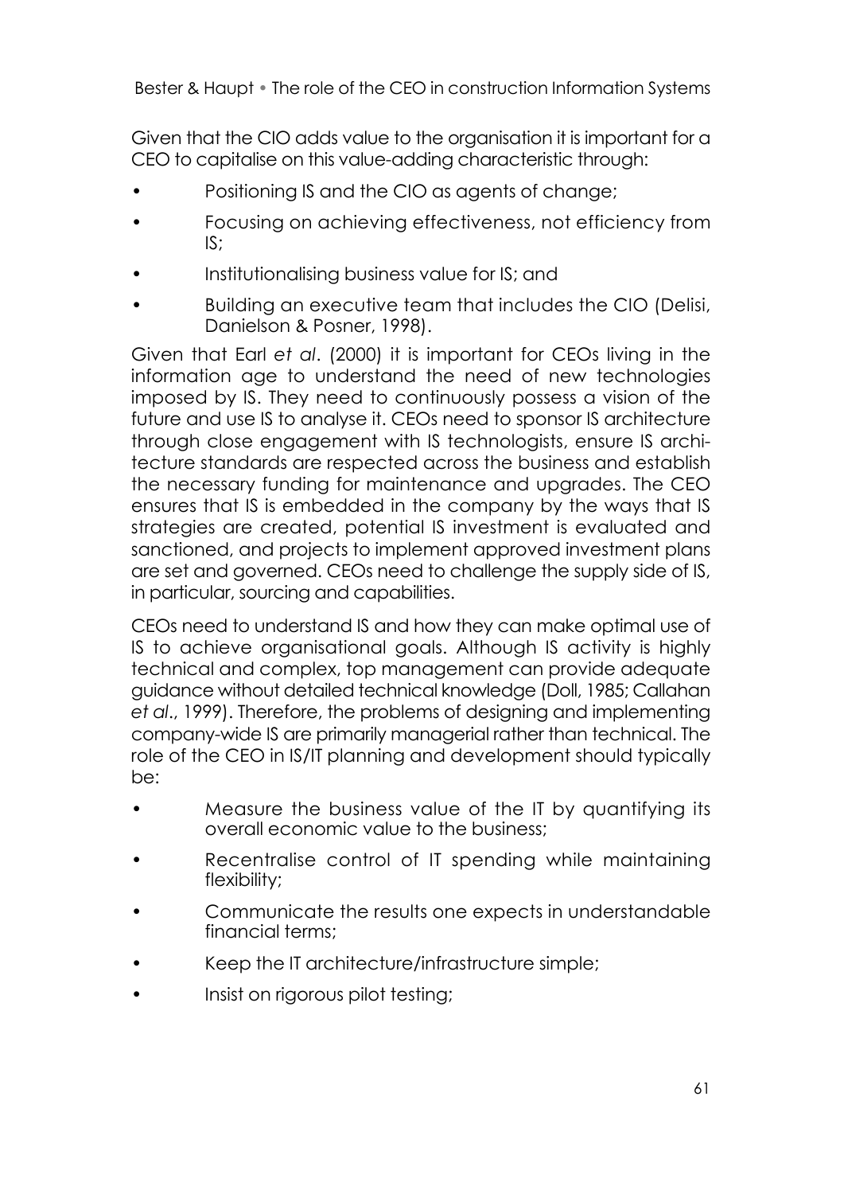Given that the CIO adds value to the organisation it is important for a CEO to capitalise on this value-adding characteristic through:

- Positioning IS and the CIO as agents of change;
- Focusing on achieving effectiveness, not efficiency from IS;
- Institutionalising business value for IS; and
- Building an executive team that includes the CIO (Delisi, Danielson & Posner, 1998).

Given that Earl *et al*. (2000) it is important for CEOs living in the information age to understand the need of new technologies imposed by IS. They need to continuously possess a vision of the future and use IS to analyse it. CEOs need to sponsor IS architecture through close engagement with IS technologists, ensure IS architecture standards are respected across the business and establish the necessary funding for maintenance and upgrades. The CEO ensures that IS is embedded in the company by the ways that IS strategies are created, potential IS investment is evaluated and sanctioned, and projects to implement approved investment plans are set and governed. CEOs need to challenge the supply side of IS, in particular, sourcing and capabilities.

CEOs need to understand IS and how they can make optimal use of IS to achieve organisational goals. Although IS activity is highly technical and complex, top management can provide adequate guidance without detailed technical knowledge (Doll, 1985; Callahan *et al*., 1999). Therefore, the problems of designing and implementing company-wide IS are primarily managerial rather than technical. The role of the CEO in IS/IT planning and development should typically be:

- Measure the business value of the IT by quantifying its overall economic value to the business;
- Recentralise control of IT spending while maintaining flexibility;
- Communicate the results one expects in understandable financial terms;
- Keep the IT architecture/infrastructure simple;
- Insist on rigorous pilot testing;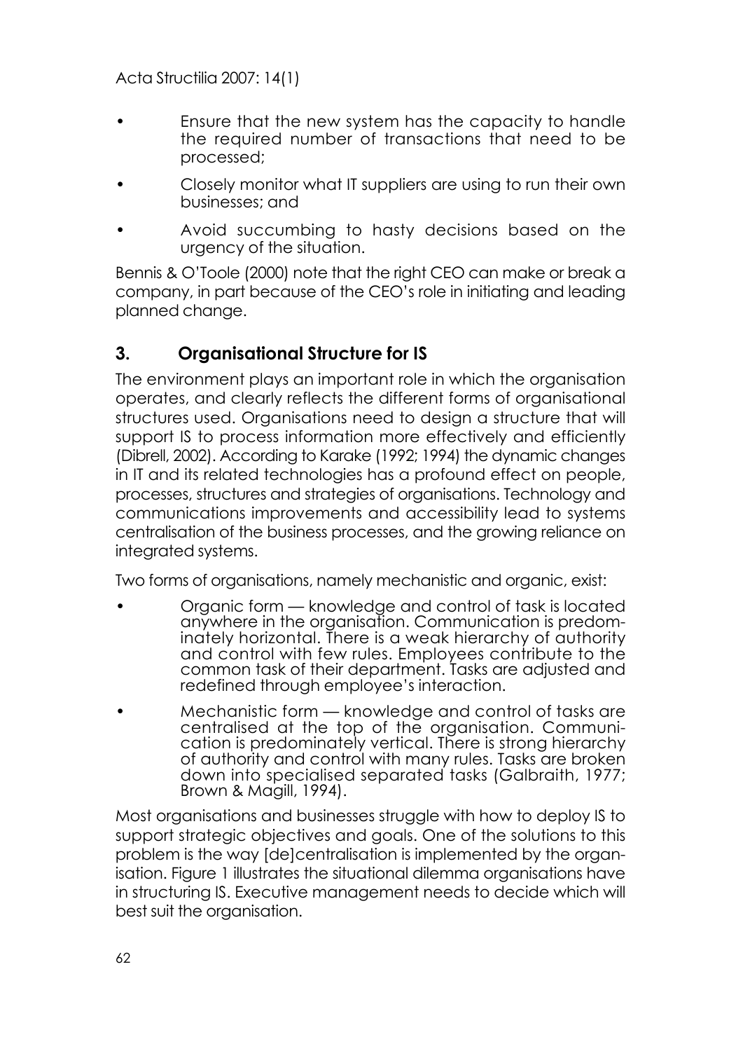- Ensure that the new system has the capacity to handle the required number of transactions that need to be processed;
- Closely monitor what IT suppliers are using to run their own businesses; and
- Avoid succumbing to hasty decisions based on the urgency of the situation.

Bennis & O'Toole (2000) note that the right CEO can make or break a company, in part because of the CEO's role in initiating and leading planned change.

## 3. Organisational Structure for IS

The environment plays an important role in which the organisation operates, and clearly reflects the different forms of organisational structures used. Organisations need to design a structure that will support IS to process information more effectively and efficiently (Dibrell, 2002). According to Karake (1992; 1994) the dynamic changes in IT and its related technologies has a profound effect on people, processes, structures and strategies of organisations. Technology and communications improvements and accessibility lead to systems centralisation of the business processes, and the growing reliance on integrated systems.

Two forms of organisations, namely mechanistic and organic, exist:

- Organic form — knowledge and control of task is located anywhere in the organisation. Communication is predominately horizontal. There is a weak hierarchy of authority and control with few rules. Employees contribute to the common task of their department. Tasks are adjusted and redefined through employee's interaction.
- Mechanistic form — knowledge and control of tasks are centralised at the top of the organisation. Communication is predominately vertical. There is strong hierarchy of authority and control with many rules. Tasks are broken down into specialised separated tasks (Galbraith, 1977; Brown & Magill, 1994).

Most organisations and businesses struggle with how to deploy IS to support strategic objectives and goals. One of the solutions to this problem is the way [de]centralisation is implemented by the organisation. Figure 1 illustrates the situational dilemma organisations have in structuring IS. Executive management needs to decide which will best suit the organisation.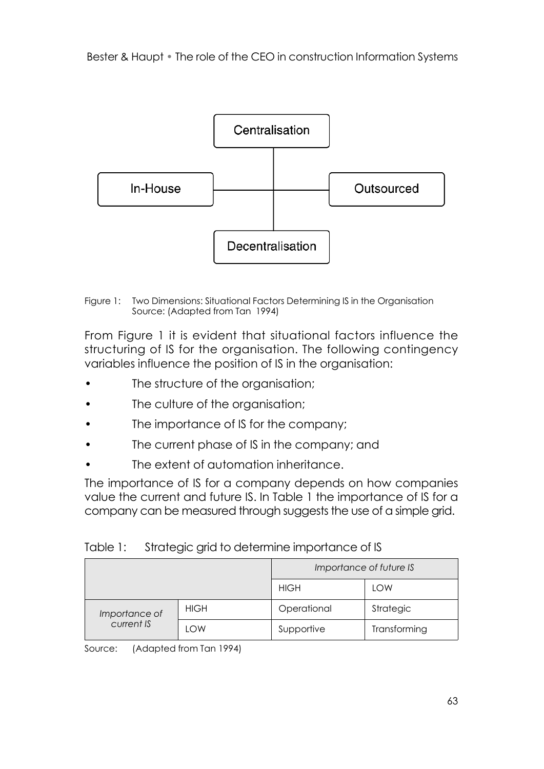Figure 1: Two Dimensions: Situational Factors Determining IS in the Organisation
Source: (Adapted from Tan 1994)

From Figure 1 it is evident that situational factors influence the structuring of IS for the organisation. The following contingency variables influence the position of IS in the organisation:

- The structure of the organisation;
- The culture of the organisation;
- The importance of IS for the company;
- The current phase of IS in the company; and
- The extent of automation inheritance.

The importance of IS for a company depends on how companies value the current and future IS. In Table 1 the importance of IS for a company can be measured through suggests the use of a simple grid.

Table 1: Strategic grid to determine importance of IS

| | | *Importance of future IS* | |
|---|---|---|---|
| | | HIGH | LOW |
| *Importance of current IS* | HIGH | Operational | Strategic |
| | LOW | Supportive | Transforming |

Source: (Adapted from Tan 1994)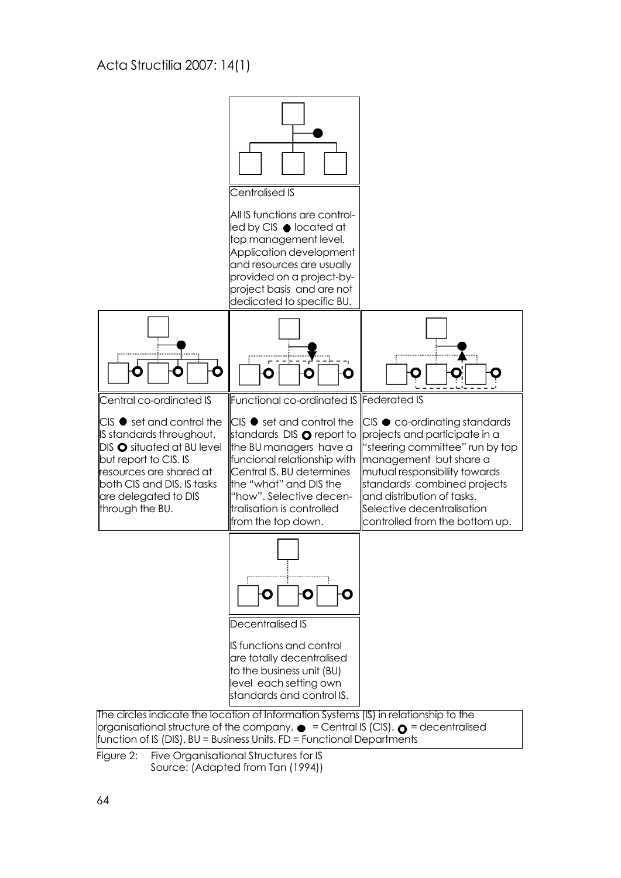Centralised IS

All IS functions are controlled by CIS ● located at top management level. Application development and resources are usually provided on a project-by-project basis and are not dedicated to specific BU.

Central co-ordinated IS

CIS ● set and control the IS standards throughout. DIS ○ situated at BU level but report to CIS. IS resources are shared at both CIS and DIS. IS tasks are delegated to DIS through the BU.

Functional co-ordinated IS

CIS ● set and control the standards DIS ○ report to the BU managers have a funcional relationship with Central IS. BU determines the "what" and DIS the "how". Selective decentralisation is controlled from the top down.

Federated IS

CIS ● co-ordinating standards projects and participate in a "steering committee" run by top management but share a mutual responsibility towards standards combined projects and distribution of tasks. Selective decentralisation controlled from the bottom up.

Decentralised IS

IS functions and control are totally decentralised to the business unit (BU) level each setting own standards and control IS.

The circles indicate the location of Information Systems (IS) in relationship to the organisational structure of the company. ● = Central IS (CIS). ○ = decentralised function of IS (DIS). BU = Business Units. FD = Functional Departments

Figure 2: Five Organisational Structures for IS
Source: (Adapted from Tan (1994))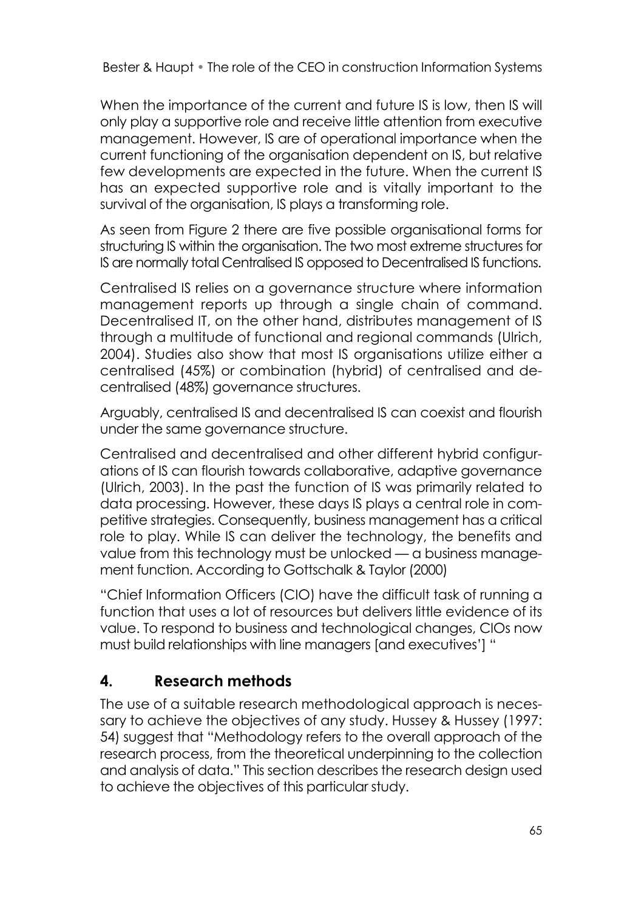When the importance of the current and future IS is low, then IS will only play a supportive role and receive little attention from executive management. However, IS are of operational importance when the current functioning of the organisation dependent on IS, but relative few developments are expected in the future. When the current IS has an expected supportive role and is vitally important to the survival of the organisation, IS plays a transforming role.

As seen from Figure 2 there are five possible organisational forms for structuring IS within the organisation. The two most extreme structures for IS are normally total Centralised IS opposed to Decentralised IS functions.

Centralised IS relies on a governance structure where information management reports up through a single chain of command. Decentralised IT, on the other hand, distributes management of IS through a multitude of functional and regional commands (Ulrich, 2004). Studies also show that most IS organisations utilize either a centralised (45%) or combination (hybrid) of centralised and decentralised (48%) governance structures.

Arguably, centralised IS and decentralised IS can coexist and flourish under the same governance structure.

Centralised and decentralised and other different hybrid configurations of IS can flourish towards collaborative, adaptive governance (Ulrich, 2003). In the past the function of IS was primarily related to data processing. However, these days IS plays a central role in competitive strategies. Consequently, business management has a critical role to play. While IS can deliver the technology, the benefits and value from this technology must be unlocked — a business management function. According to Gottschalk & Taylor (2000)

"Chief Information Officers (CIO) have the difficult task of running a function that uses a lot of resources but delivers little evidence of its value. To respond to business and technological changes, CIOs now must build relationships with line managers [and executives'] "

## 4. Research methods

The use of a suitable research methodological approach is necessary to achieve the objectives of any study. Hussey & Hussey (1997: 54) suggest that "Methodology refers to the overall approach of the research process, from the theoretical underpinning to the collection and analysis of data." This section describes the research design used to achieve the objectives of this particular study.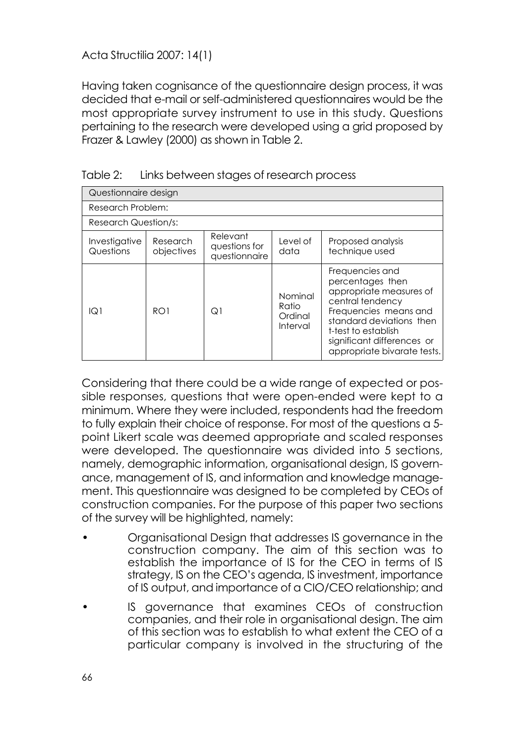Having taken cognisance of the questionnaire design process, it was decided that e-mail or self-administered questionnaires would be the most appropriate survey instrument to use in this study. Questions pertaining to the research were developed using a grid proposed by Frazer & Lawley (2000) as shown in Table 2.

Table 2: Links between stages of research process

| Questionnaire design | | | | |
|---|---|---|---|---|
| Research Problem: | | | | |
| Research Question/s: | | | | |
| Investigative Questions | Research objectives | Relevant questions for questionnaire | Level of data | Proposed analysis technique used |
| IQ1 | RO1 | Q1 | Nominal<br>Ratio<br>Ordinal<br>Interval | Frequencies and percentages then appropriate measures of central tendency<br>Frequencies means and standard deviations then t-test to establish significant differences or appropriate bivarate tests. |

Considering that there could be a wide range of expected or possible responses, questions that were open-ended were kept to a minimum. Where they were included, respondents had the freedom to fully explain their choice of response. For most of the questions a 5-point Likert scale was deemed appropriate and scaled responses were developed. The questionnaire was divided into 5 sections, namely, demographic information, organisational design, IS governance, management of IS, and information and knowledge management. This questionnaire was designed to be completed by CEOs of construction companies. For the purpose of this paper two sections of the survey will be highlighted, namely:

- Organisational Design that addresses IS governance in the construction company. The aim of this section was to establish the importance of IS for the CEO in terms of IS strategy, IS on the CEO's agenda, IS investment, importance of IS output, and importance of a CIO/CEO relationship; and
- IS governance that examines CEOs of construction companies, and their role in organisational design. The aim of this section was to establish to what extent the CEO of a particular company is involved in the structuring of the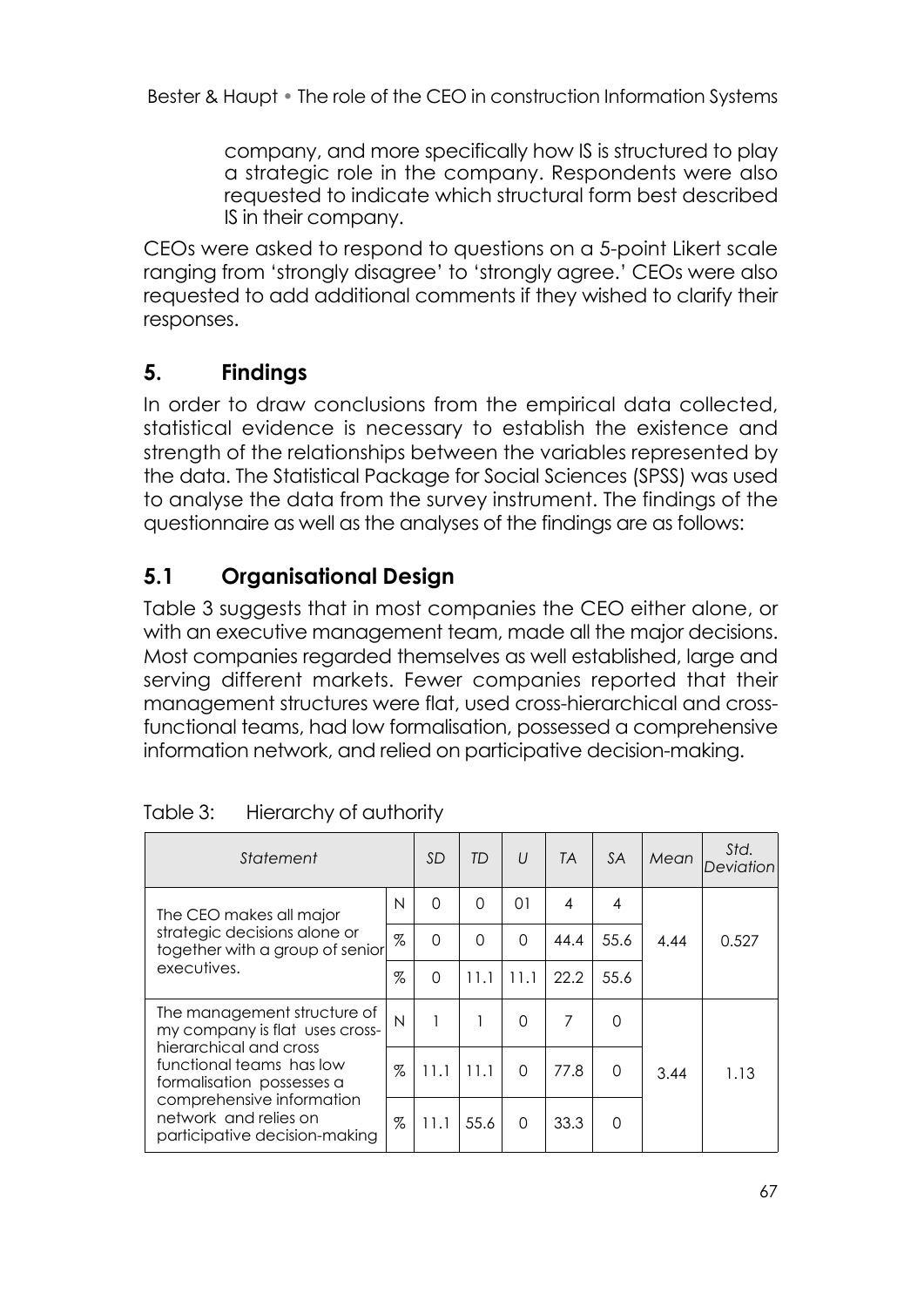company, and more specifically how IS is structured to play a strategic role in the company. Respondents were also requested to indicate which structural form best described IS in their company.

CEOs were asked to respond to questions on a 5-point Likert scale ranging from 'strongly disagree' to 'strongly agree.' CEOs were also requested to add additional comments if they wished to clarify their responses.

## 5. Findings

In order to draw conclusions from the empirical data collected, statistical evidence is necessary to establish the existence and strength of the relationships between the variables represented by the data. The Statistical Package for Social Sciences (SPSS) was used to analyse the data from the survey instrument. The findings of the questionnaire as well as the analyses of the findings are as follows:

### 5.1 Organisational Design

Table 3 suggests that in most companies the CEO either alone, or with an executive management team, made all the major decisions. Most companies regarded themselves as well established, large and serving different markets. Fewer companies reported that their management structures were flat, used cross-hierarchical and cross-functional teams, had low formalisation, possessed a comprehensive information network, and relied on participative decision-making.

Table 3: Hierarchy of authority

| *Statement* | | *SD* | *TD* | *U* | *TA* | *SA* | *Mean* | *Std. Deviation* |
|---|---|---|---|---|---|---|---|---|
| The CEO makes all major strategic decisions alone or together with a group of senior executives. | N | 0 | 0 | 01 | 4 | 4 | 4.44 | 0.527 |
| | % | 0 | 0 | 0 | 44.4 | 55.6 | | |
| | % | 0 | 11.1 | 11.1 | 22.2 | 55.6 | | |
| The management structure of my company is flat uses cross-hierarchical and cross functional teams has low formalisation possesses a comprehensive information network and relies on participative decision-making | N | 1 | 1 | 0 | 7 | 0 | 3.44 | 1.13 |
| | % | 11.1 | 11.1 | 0 | 77.8 | 0 | | |
| | % | 11.1 | 55.6 | 0 | 33.3 | 0 | | |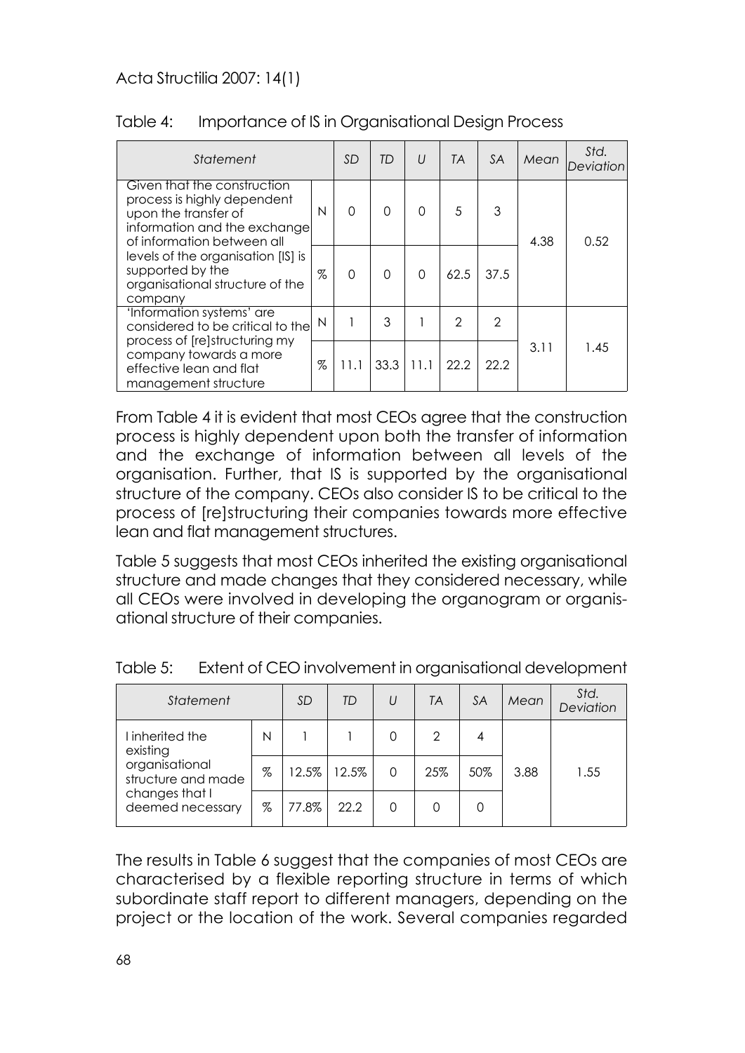Table 4: Importance of IS in Organisational Design Process

| *Statement* | | *SD* | *TD* | *U* | *TA* | *SA* | *Mean* | *Std. Deviation* |
|---|---|---|---|---|---|---|---|---|
| Given that the construction process is highly dependent upon the transfer of information and the exchange of information between all levels of the organisation [IS] is supported by the organisational structure of the company | N | 0 | 0 | 0 | 5 | 3 | 4.38 | 0.52 |
| | % | 0 | 0 | 0 | 62.5 | 37.5 | | |
| 'Information systems' are considered to be critical to the process of [re]structuring my company towards a more effective lean and flat management structure | N | 1 | 3 | 1 | 2 | 2 | 3.11 | 1.45 |
| | % | 11.1 | 33.3 | 11.1 | 22.2 | 22.2 | | |

From Table 4 it is evident that most CEOs agree that the construction process is highly dependent upon both the transfer of information and the exchange of information between all levels of the organisation. Further, that IS is supported by the organisational structure of the company. CEOs also consider IS to be critical to the process of [re]structuring their companies towards more effective lean and flat management structures.

Table 5 suggests that most CEOs inherited the existing organisational structure and made changes that they considered necessary, while all CEOs were involved in developing the organogram or organisational structure of their companies.

Table 5: Extent of CEO involvement in organisational development

| *Statement* | | *SD* | *TD* | *U* | *TA* | *SA* | *Mean* | *Std. Deviation* |
|---|---|---|---|---|---|---|---|---|
| I inherited the existing organisational structure and made changes that I deemed necessary | N | 1 | 1 | 0 | 2 | 4 | 3.88 | 1.55 |
| | % | 12.5% | 12.5% | 0 | 25% | 50% | | |
| | % | 77.8% | 22.2 | 0 | 0 | 0 | | |

The results in Table 6 suggest that the companies of most CEOs are characterised by a flexible reporting structure in terms of which subordinate staff report to different managers, depending on the project or the location of the work. Several companies regarded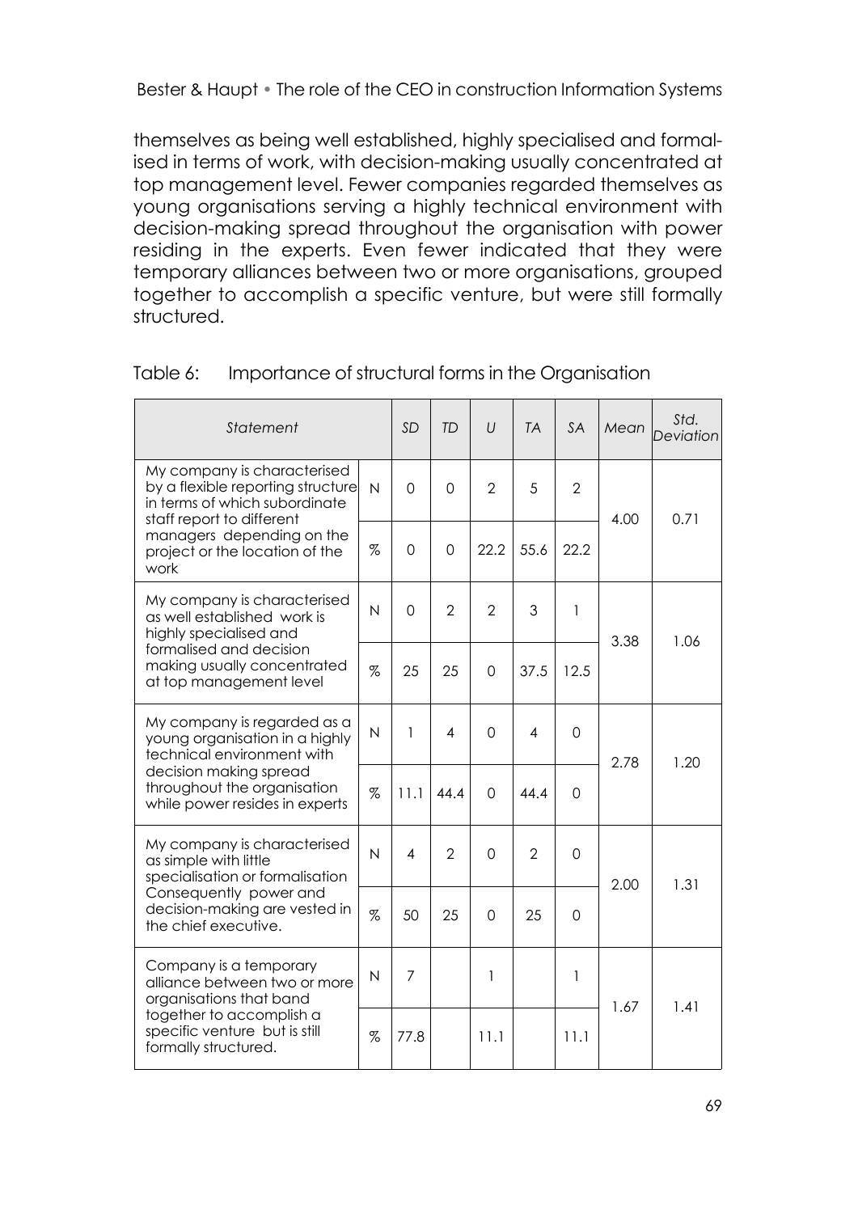themselves as being well established, highly specialised and formalised in terms of work, with decision-making usually concentrated at top management level. Fewer companies regarded themselves as young organisations serving a highly technical environment with decision-making spread throughout the organisation with power residing in the experts. Even fewer indicated that they were temporary alliances between two or more organisations, grouped together to accomplish a specific venture, but were still formally structured.

Table 6: Importance of structural forms in the Organisation

| *Statement* | | *SD* | *TD* | *U* | *TA* | *SA* | *Mean* | *Std. Deviation* |
|---|---|---|---|---|---|---|---|---|
| My company is characterised by a flexible reporting structure in terms of which subordinate staff report to different managers depending on the project or the location of the work | N | 0 | 0 | 2 | 5 | 2 | 4.00 | 0.71 |
| | % | 0 | 0 | 22.2 | 55.6 | 22.2 | | |
| My company is characterised as well established work is highly specialised and formalised and decision making usually concentrated at top management level | N | 0 | 2 | 2 | 3 | 1 | 3.38 | 1.06 |
| | % | 25 | 25 | 0 | 37.5 | 12.5 | | |
| My company is regarded as a young organisation in a highly technical environment with decision making spread throughout the organisation while power resides in experts | N | 1 | 4 | 0 | 4 | 0 | 2.78 | 1.20 |
| | % | 11.1 | 44.4 | 0 | 44.4 | 0 | | |
| My company is characterised as simple with little specialisation or formalisation Consequently power and decision-making are vested in the chief executive. | N | 4 | 2 | 0 | 2 | 0 | 2.00 | 1.31 |
| | % | 50 | 25 | 0 | 25 | 0 | | |
| Company is a temporary alliance between two or more organisations that band together to accomplish a specific venture but is still formally structured. | N | 7 | | 1 | | 1 | 1.67 | 1.41 |
| | % | 77.8 | | 11.1 | | 11.1 | | |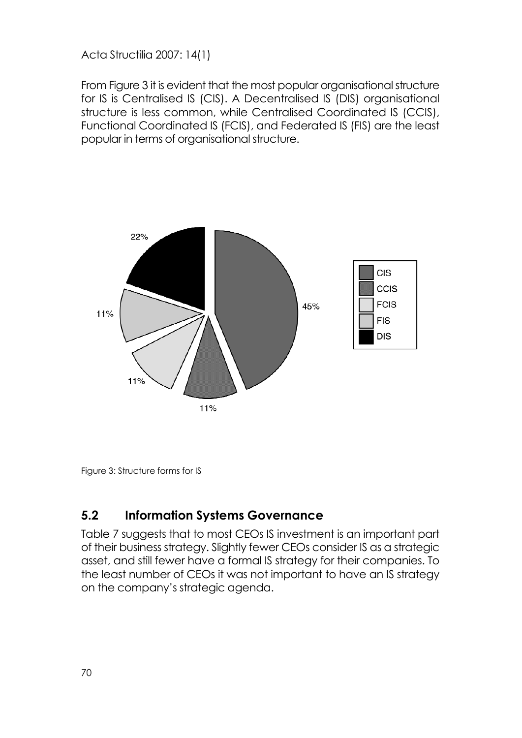From Figure 3 it is evident that the most popular organisational structure for IS is Centralised IS (CIS). A Decentralised IS (DIS) organisational structure is less common, while Centralised Coordinated IS (CCIS), Functional Coordinated IS (FCIS), and Federated IS (FIS) are the least popular in terms of organisational structure.

Figure 3: Structure forms for IS

## 5.2 Information Systems Governance

Table 7 suggests that to most CEOs IS investment is an important part of their business strategy. Slightly fewer CEOs consider IS as a strategic asset, and still fewer have a formal IS strategy for their companies. To the least number of CEOs it was not important to have an IS strategy on the company's strategic agenda.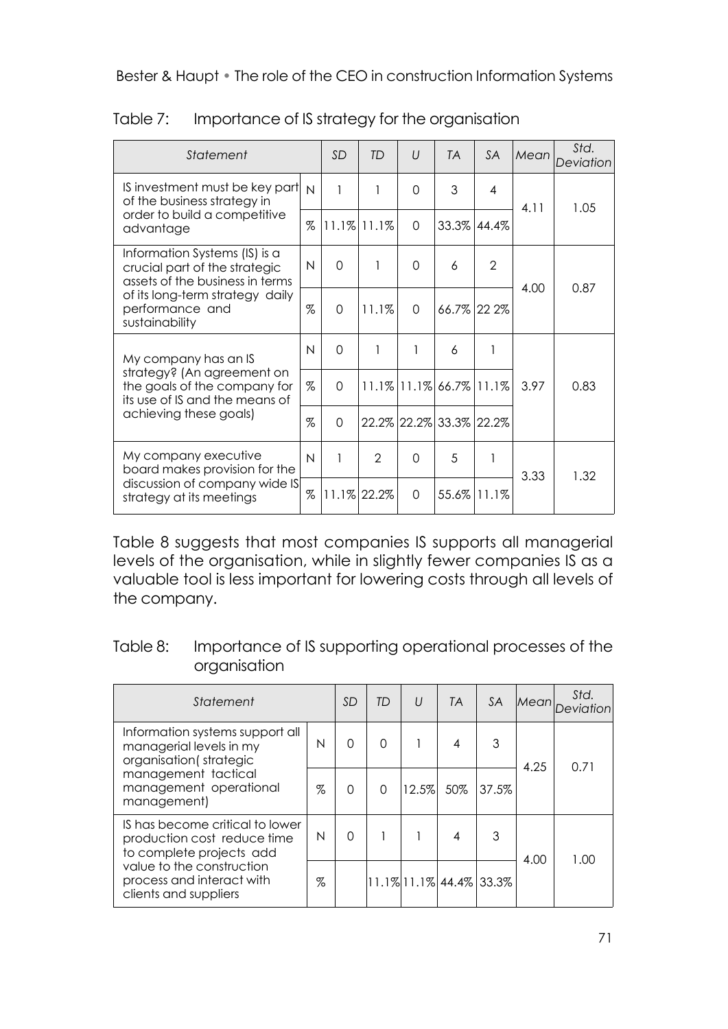Table 7: Importance of IS strategy for the organisation

| Statement | | SD | TD | U | TA | SA | Mean | Std. Deviation |
|---|---|---|---|---|---|---|---|---|
| IS investment must be key part of the business strategy in order to build a competitive advantage | N | 1 | 1 | 0 | 3 | 4 | 4.11 | 1.05 |
| | % | 11.1% | 11.1% | 0 | 33.3% | 44.4% | | |
| Information Systems (IS) is a crucial part of the strategic assets of the business in terms of its long-term strategy daily performance and sustainability | N | 0 | 1 | 0 | 6 | 2 | 4.00 | 0.87 |
| | % | 0 | 11.1% | 0 | 66.7% | 22 2% | | |
| My company has an IS strategy? (An agreement on the goals of the company for its use of IS and the means of achieving these goals) | N | 0 | 1 | 1 | 6 | 1 | 3.97 | 0.83 |
| | % | 0 | 11.1% | 11.1% | 66.7% | 11.1% | | |
| | % | 0 | 22.2% | 22.2% | 33.3% | 22.2% | | |
| My company executive board makes provision for the discussion of company wide IS strategy at its meetings | N | 1 | 2 | 0 | 5 | 1 | 3.33 | 1.32 |
| | % | 11.1% | 22.2% | 0 | 55.6% | 11.1% | | |

Table 8 suggests that most companies IS supports all managerial levels of the organisation, while in slightly fewer companies IS as a valuable tool is less important for lowering costs through all levels of the company.

Table 8: Importance of IS supporting operational processes of the organisation

| Statement | | SD | TD | U | TA | SA | Mean | Std. Deviation |
|---|---|---|---|---|---|---|---|---|
| Information systems support all managerial levels in my organisation( strategic management tactical management operational management) | N | 0 | 0 | 1 | 4 | 3 | 4.25 | 0.71 |
| | % | 0 | 0 | 12.5% | 50% | 37.5% | | |
| IS has become critical to lower production cost reduce time to complete projects add value to the construction process and interact with clients and suppliers | N | 0 | 1 | 1 | 4 | 3 | 4.00 | 1.00 |
| | % | | 11.1% | 11.1% | 44.4% | 33.3% | | |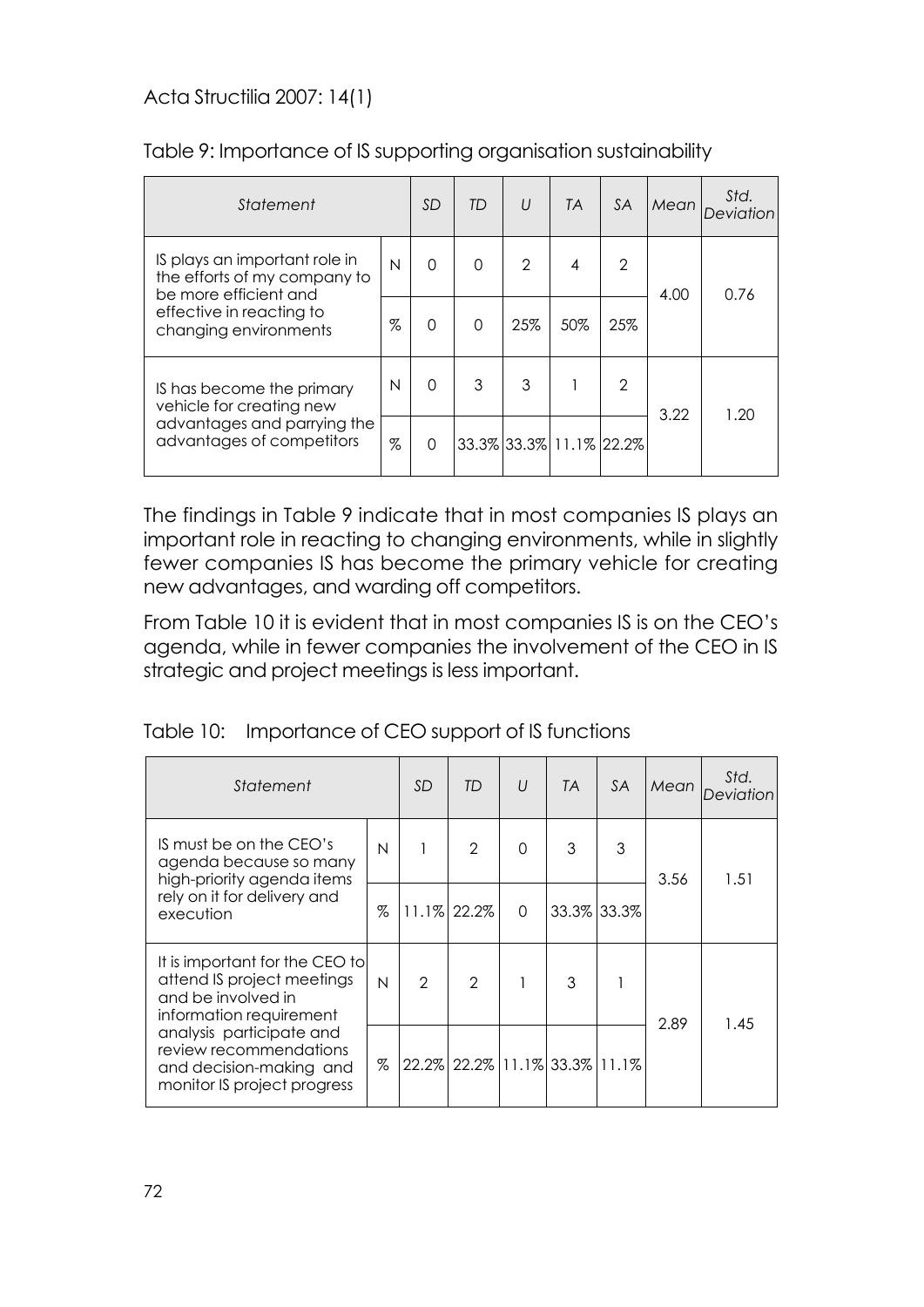Table 9: Importance of IS supporting organisation sustainability

| *Statement* | | *SD* | *TD* | *U* | *TA* | *SA* | *Mean* | *Std. Deviation* |
|---|---|---|---|---|---|---|---|---|
| IS plays an important role in the efforts of my company to be more efficient and effective in reacting to changing environments | N | 0 | 0 | 2 | 4 | 2 | 4.00 | 0.76 |
| | % | 0 | 0 | 25% | 50% | 25% | | |
| IS has become the primary vehicle for creating new advantages and parrying the advantages of competitors | N | 0 | 3 | 3 | 1 | 2 | 3.22 | 1.20 |
| | % | 0 | 33.3% | 33.3% | 11.1% | 22.2% | | |

The findings in Table 9 indicate that in most companies IS plays an important role in reacting to changing environments, while in slightly fewer companies IS has become the primary vehicle for creating new advantages, and warding off competitors.

From Table 10 it is evident that in most companies IS is on the CEO's agenda, while in fewer companies the involvement of the CEO in IS strategic and project meetings is less important.

Table 10: Importance of CEO support of IS functions

| *Statement* | | *SD* | *TD* | *U* | *TA* | *SA* | *Mean* | *Std. Deviation* |
|---|---|---|---|---|---|---|---|---|
| IS must be on the CEO's agenda because so many high-priority agenda items rely on it for delivery and execution | N | 1 | 2 | 0 | 3 | 3 | 3.56 | 1.51 |
| | % | 11.1% | 22.2% | 0 | 33.3% | 33.3% | | |
| It is important for the CEO to attend IS project meetings and be involved in information requirement analysis participate and review recommendations and decision-making and monitor IS project progress | N | 2 | 2 | 1 | 3 | 1 | 2.89 | 1.45 |
| | % | 22.2% | 22.2% | 11.1% | 33.3% | 11.1% | | |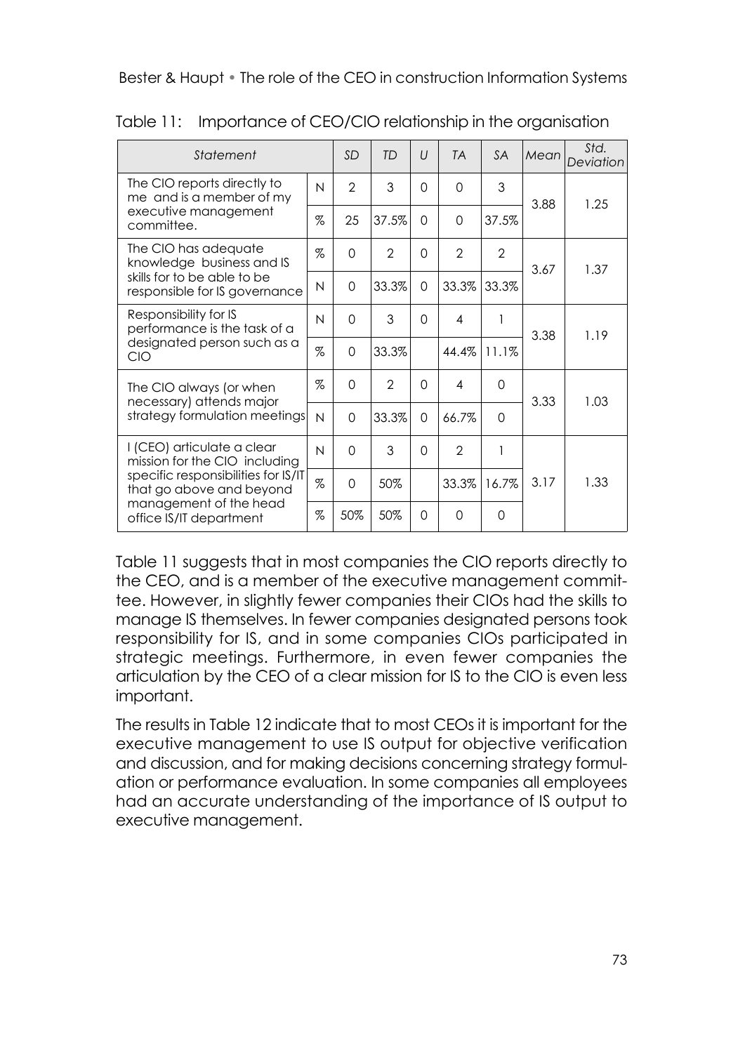Table 11: Importance of CEO/CIO relationship in the organisation

| *Statement* | | *SD* | *TD* | *U* | *TA* | *SA* | *Mean* | *Std. Deviation* |
|---|---|---|---|---|---|---|---|---|
| The CIO reports directly to me and is a member of my executive management committee. | N | 2 | 3 | 0 | 0 | 3 | 3.88 | 1.25 |
| | % | 25 | 37.5% | 0 | 0 | 37.5% | | |
| The CIO has adequate knowledge business and IS skills for to be able to be responsible for IS governance | % | 0 | 2 | 0 | 2 | 2 | 3.67 | 1.37 |
| | N | 0 | 33.3% | 0 | 33.3% | 33.3% | | |
| Responsibility for IS performance is the task of a designated person such as a CIO | N | 0 | 3 | 0 | 4 | 1 | 3.38 | 1.19 |
| | % | 0 | 33.3% | | 44.4% | 11.1% | | |
| The CIO always (or when necessary) attends major strategy formulation meetings | % | 0 | 2 | 0 | 4 | 0 | 3.33 | 1.03 |
| | N | 0 | 33.3% | 0 | 66.7% | 0 | | |
| I (CEO) articulate a clear mission for the CIO including specific responsibilities for IS/IT that go above and beyond management of the head office IS/IT department | N | 0 | 3 | 0 | 2 | 1 | 3.17 | 1.33 |
| | % | 0 | 50% | | 33.3% | 16.7% | | |
| | % | 50% | 50% | 0 | 0 | 0 | | |

Table 11 suggests that in most companies the CIO reports directly to the CEO, and is a member of the executive management committee. However, in slightly fewer companies their CIOs had the skills to manage IS themselves. In fewer companies designated persons took responsibility for IS, and in some companies CIOs participated in strategic meetings. Furthermore, in even fewer companies the articulation by the CEO of a clear mission for IS to the CIO is even less important.

The results in Table 12 indicate that to most CEOs it is important for the executive management to use IS output for objective verification and discussion, and for making decisions concerning strategy formulation or performance evaluation. In some companies all employees had an accurate understanding of the importance of IS output to executive management.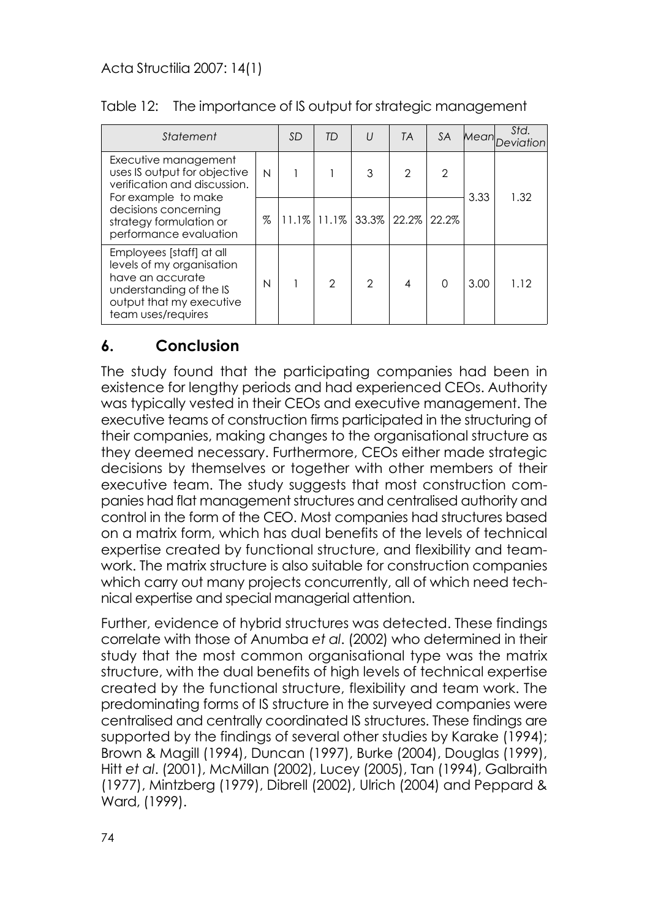Table 12: The importance of IS output for strategic management

| *Statement* | | *SD* | *TD* | *U* | *TA* | *SA* | *Mean* | *Std. Deviation* |
|---|---|---|---|---|---|---|---|---|
| Executive management uses IS output for objective verification and discussion. For example to make decisions concerning strategy formulation or performance evaluation | N | 1 | 1 | 3 | 2 | 2 | 3.33 | 1.32 |
| | % | 11.1% | 11.1% | 33.3% | 22.2% | 22.2% | | |
| Employees [staff] at all levels of my organisation have an accurate understanding of the IS output that my executive team uses/requires | N | 1 | 2 | 2 | 4 | 0 | 3.00 | 1.12 |

## 6. Conclusion

The study found that the participating companies had been in existence for lengthy periods and had experienced CEOs. Authority was typically vested in their CEOs and executive management. The executive teams of construction firms participated in the structuring of their companies, making changes to the organisational structure as they deemed necessary. Furthermore, CEOs either made strategic decisions by themselves or together with other members of their executive team. The study suggests that most construction companies had flat management structures and centralised authority and control in the form of the CEO. Most companies had structures based on a matrix form, which has dual benefits of the levels of technical expertise created by functional structure, and flexibility and teamwork. The matrix structure is also suitable for construction companies which carry out many projects concurrently, all of which need technical expertise and special managerial attention.

Further, evidence of hybrid structures was detected. These findings correlate with those of Anumba *et al*. (2002) who determined in their study that the most common organisational type was the matrix structure, with the dual benefits of high levels of technical expertise created by the functional structure, flexibility and team work. The predominating forms of IS structure in the surveyed companies were centralised and centrally coordinated IS structures. These findings are supported by the findings of several other studies by Karake (1994); Brown & Magill (1994), Duncan (1997), Burke (2004), Douglas (1999), Hitt *et al*. (2001), McMillan (2002), Lucey (2005), Tan (1994), Galbraith (1977), Mintzberg (1979), Dibrell (2002), Ulrich (2004) and Peppard & Ward, (1999).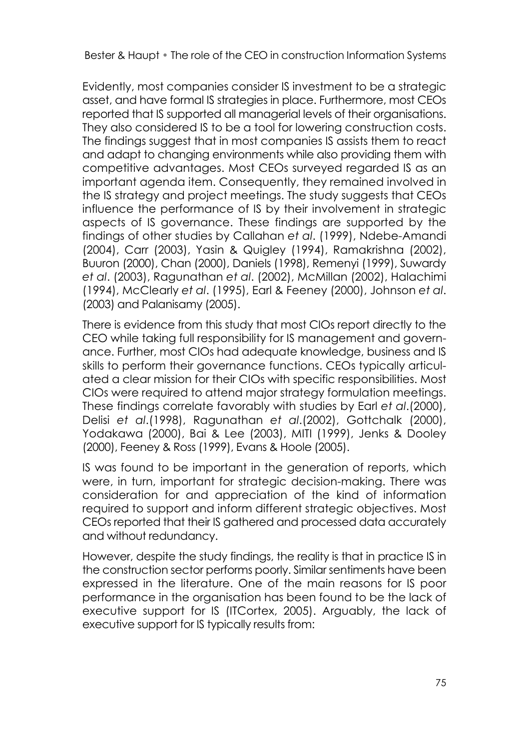Evidently, most companies consider IS investment to be a strategic asset, and have formal IS strategies in place. Furthermore, most CEOs reported that IS supported all managerial levels of their organisations. They also considered IS to be a tool for lowering construction costs. The findings suggest that in most companies IS assists them to react and adapt to changing environments while also providing them with competitive advantages. Most CEOs surveyed regarded IS as an important agenda item. Consequently, they remained involved in the IS strategy and project meetings. The study suggests that CEOs influence the performance of IS by their involvement in strategic aspects of IS governance. These findings are supported by the findings of other studies by Callahan *et al*. (1999), Ndebe-Amandi (2004), Carr (2003), Yasin & Quigley (1994), Ramakrishna (2002), Buuron (2000), Chan (2000), Daniels (1998), Remenyi (1999), Suwardy *et al*. (2003), Ragunathan *et al*. (2002), McMillan (2002), Halachimi (1994), McClearly *et al*. (1995), Earl & Feeney (2000), Johnson *et al*. (2003) and Palanisamy (2005).

There is evidence from this study that most CIOs report directly to the CEO while taking full responsibility for IS management and governance. Further, most CIOs had adequate knowledge, business and IS skills to perform their governance functions. CEOs typically articulated a clear mission for their CIOs with specific responsibilities. Most CIOs were required to attend major strategy formulation meetings. These findings correlate favorably with studies by Earl *et al*.(2000), Delisi *et al*.(1998), Ragunathan *et al*.(2002), Gottchalk (2000), Yodakawa (2000), Bai & Lee (2003), MITI (1999), Jenks & Dooley (2000), Feeney & Ross (1999), Evans & Hoole (2005).

IS was found to be important in the generation of reports, which were, in turn, important for strategic decision-making. There was consideration for and appreciation of the kind of information required to support and inform different strategic objectives. Most CEOs reported that their IS gathered and processed data accurately and without redundancy.

However, despite the study findings, the reality is that in practice IS in the construction sector performs poorly. Similar sentiments have been expressed in the literature. One of the main reasons for IS poor performance in the organisation has been found to be the lack of executive support for IS (ITCortex, 2005). Arguably, the lack of executive support for IS typically results from: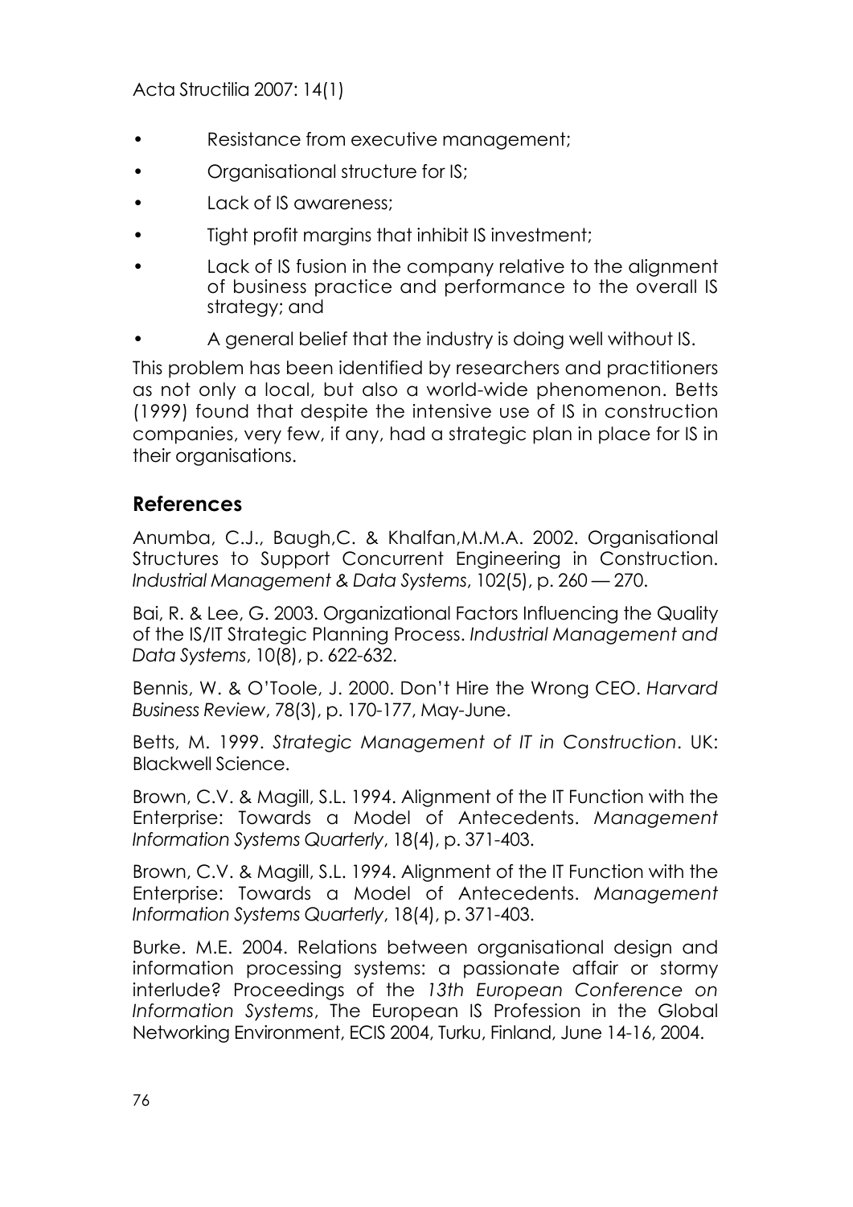- Resistance from executive management;
- Organisational structure for IS;
- Lack of IS awareness;
- Tight profit margins that inhibit IS investment;
- Lack of IS fusion in the company relative to the alignment of business practice and performance to the overall IS strategy; and
- A general belief that the industry is doing well without IS.

This problem has been identified by researchers and practitioners as not only a local, but also a world-wide phenomenon. Betts (1999) found that despite the intensive use of IS in construction companies, very few, if any, had a strategic plan in place for IS in their organisations.

## References

Anumba, C.J., Baugh,C. & Khalfan,M.M.A. 2002. Organisational Structures to Support Concurrent Engineering in Construction. *Industrial Management & Data Systems*, 102(5), p. 260 — 270.

Bai, R. & Lee, G. 2003. Organizational Factors Influencing the Quality of the IS/IT Strategic Planning Process. *Industrial Management and Data Systems*, 10(8), p. 622-632.

Bennis, W. & O'Toole, J. 2000. Don't Hire the Wrong CEO. *Harvard Business Review*, 78(3), p. 170-177, May-June.

Betts, M. 1999. *Strategic Management of IT in Construction*. UK: Blackwell Science.

Brown, C.V. & Magill, S.L. 1994. Alignment of the IT Function with the Enterprise: Towards a Model of Antecedents. *Management Information Systems Quarterly*, 18(4), p. 371-403.

Brown, C.V. & Magill, S.L. 1994. Alignment of the IT Function with the Enterprise: Towards a Model of Antecedents. *Management Information Systems Quarterly*, 18(4), p. 371-403.

Burke. M.E. 2004. Relations between organisational design and information processing systems: a passionate affair or stormy interlude? Proceedings of the *13th European Conference on Information Systems*, The European IS Profession in the Global Networking Environment, ECIS 2004, Turku, Finland, June 14-16, 2004.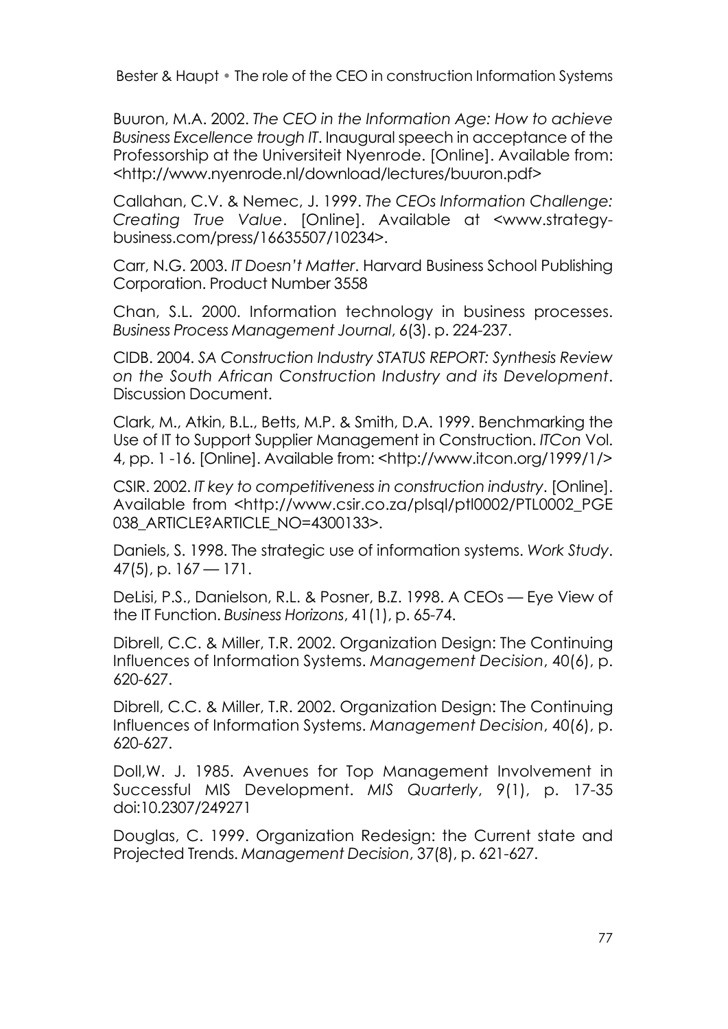Buuron, M.A. 2002. *The CEO in the Information Age: How to achieve Business Excellence trough IT*. Inaugural speech in acceptance of the Professorship at the Universiteit Nyenrode. [Online]. Available from: <http://www.nyenrode.nl/download/lectures/buuron.pdf>

Callahan, C.V. & Nemec, J. 1999. *The CEOs Information Challenge: Creating True Value*. [Online]. Available at <www.strategy-business.com/press/16635507/10234>.

Carr, N.G. 2003. *IT Doesn't Matter*. Harvard Business School Publishing Corporation. Product Number 3558

Chan, S.L. 2000. Information technology in business processes. *Business Process Management Journal*, 6(3). p. 224-237.

CIDB. 2004. *SA Construction Industry STATUS REPORT: Synthesis Review on the South African Construction Industry and its Development*. Discussion Document.

Clark, M., Atkin, B.L., Betts, M.P. & Smith, D.A. 1999. Benchmarking the Use of IT to Support Supplier Management in Construction. *ITCon* Vol. 4, pp. 1 -16. [Online]. Available from: <http://www.itcon.org/1999/1/>

CSIR. 2002. *IT key to competitiveness in construction industry*. [Online]. Available from <http://www.csir.co.za/plsql/ptl0002/PTL0002_PGE038_ARTICLE?ARTICLE_NO=4300133>.

Daniels, S. 1998. The strategic use of information systems. *Work Study*. 47(5), p. 167 — 171.

DeLisi, P.S., Danielson, R.L. & Posner, B.Z. 1998. A CEOs — Eye View of the IT Function. *Business Horizons*, 41(1), p. 65-74.

Dibrell, C.C. & Miller, T.R. 2002. Organization Design: The Continuing Influences of Information Systems. *Management Decision*, 40(6), p. 620-627.

Dibrell, C.C. & Miller, T.R. 2002. Organization Design: The Continuing Influences of Information Systems. *Management Decision*, 40(6), p. 620-627.

Doll,W. J. 1985. Avenues for Top Management Involvement in Successful MIS Development. *MIS Quarterly*, 9(1), p. 17-35 doi:10.2307/249271

Douglas, C. 1999. Organization Redesign: the Current state and Projected Trends. *Management Decision*, 37(8), p. 621-627.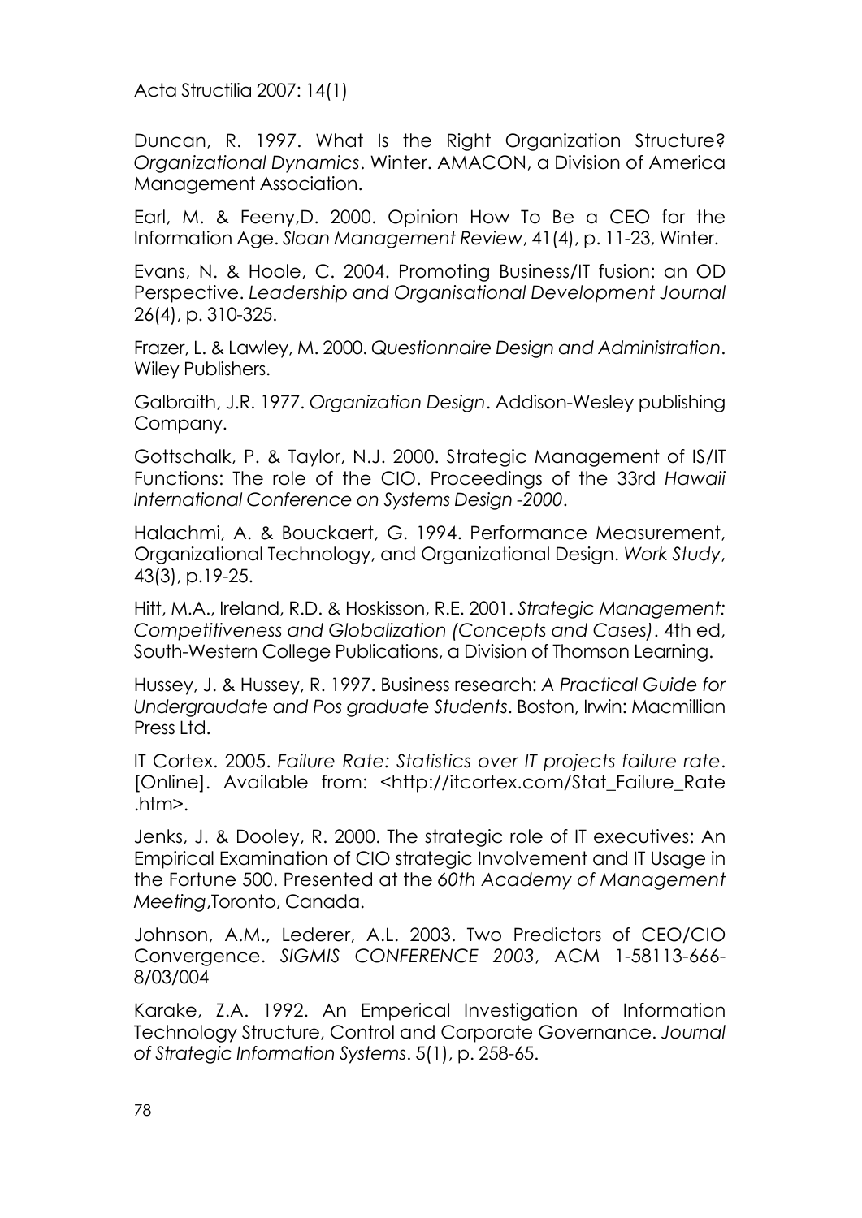Duncan, R. 1997. What Is the Right Organization Structure? *Organizational Dynamics*. Winter. AMACON, a Division of America Management Association.

Earl, M. & Feeny,D. 2000. Opinion How To Be a CEO for the Information Age. *Sloan Management Review*, 41(4), p. 11-23, Winter.

Evans, N. & Hoole, C. 2004. Promoting Business/IT fusion: an OD Perspective. *Leadership and Organisational Development Journal* 26(4), p. 310-325.

Frazer, L. & Lawley, M. 2000. *Questionnaire Design and Administration*. Wiley Publishers.

Galbraith, J.R. 1977. *Organization Design*. Addison-Wesley publishing Company.

Gottschalk, P. & Taylor, N.J. 2000. Strategic Management of IS/IT Functions: The role of the CIO. Proceedings of the 33rd *Hawaii International Conference on Systems Design -2000*.

Halachmi, A. & Bouckaert, G. 1994. Performance Measurement, Organizational Technology, and Organizational Design. *Work Study*, 43(3), p.19-25.

Hitt, M.A., Ireland, R.D. & Hoskisson, R.E. 2001. *Strategic Management: Competitiveness and Globalization (Concepts and Cases)*. 4th ed, South-Western College Publications, a Division of Thomson Learning.

Hussey, J. & Hussey, R. 1997. Business research: *A Practical Guide for Undergraudate and Pos graduate Students*. Boston, Irwin: Macmillian Press Ltd.

IT Cortex. 2005. *Failure Rate: Statistics over IT projects failure rate*. [Online]. Available from: <http://itcortex.com/Stat_Failure_Rate .htm>.

Jenks, J. & Dooley, R. 2000. The strategic role of IT executives: An Empirical Examination of CIO strategic Involvement and IT Usage in the Fortune 500. Presented at the *60th Academy of Management Meeting*,Toronto, Canada.

Johnson, A.M., Lederer, A.L. 2003. Two Predictors of CEO/CIO Convergence. *SIGMIS CONFERENCE 2003*, ACM 1-58113-666-8/03/004

Karake, Z.A. 1992. An Emperical Investigation of Information Technology Structure, Control and Corporate Governance. *Journal of Strategic Information Systems*. 5(1), p. 258-65.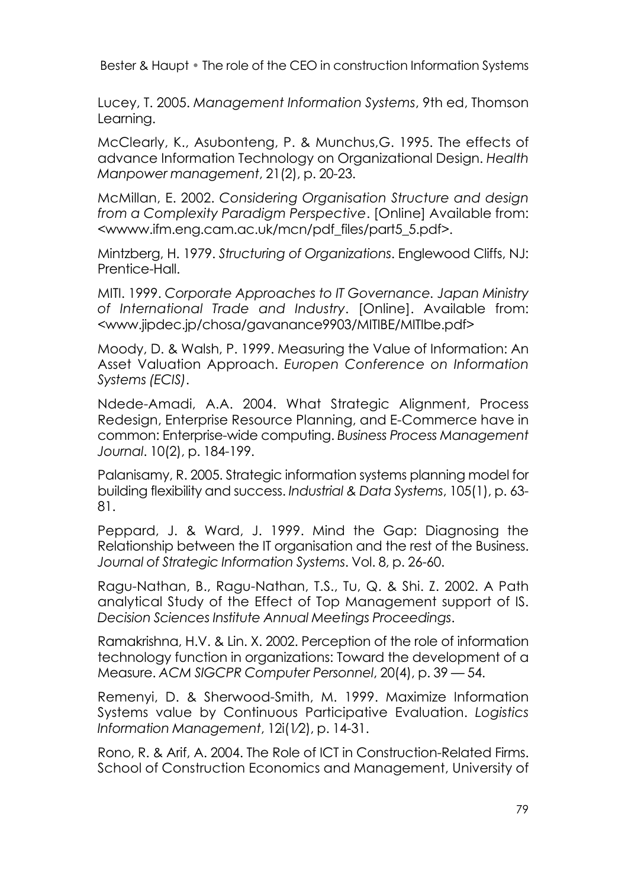Lucey, T. 2005. *Management Information Systems*, 9th ed, Thomson Learning.

McClearly, K., Asubonteng, P. & Munchus,G. 1995. The effects of advance Information Technology on Organizational Design. *Health Manpower management*, 21(2), p. 20-23.

McMillan, E. 2002. *Considering Organisation Structure and design from a Complexity Paradigm Perspective*. [Online] Available from: <wwww.ifm.eng.cam.ac.uk/mcn/pdf_files/part5_5.pdf>.

Mintzberg, H. 1979. *Structuring of Organizations*. Englewood Cliffs, NJ: Prentice-Hall.

MITI. 1999. *Corporate Approaches to IT Governance. Japan Ministry of International Trade and Industry*. [Online]. Available from: <www.jipdec.jp/chosa/gavanance9903/MITIBE/MITIbe.pdf>

Moody, D. & Walsh, P. 1999. Measuring the Value of Information: An Asset Valuation Approach. *Europen Conference on Information Systems (ECIS)*.

Ndede-Amadi, A.A. 2004. What Strategic Alignment, Process Redesign, Enterprise Resource Planning, and E-Commerce have in common: Enterprise-wide computing. *Business Process Management Journal*. 10(2), p. 184-199.

Palanisamy, R. 2005. Strategic information systems planning model for building flexibility and success. *Industrial & Data Systems*, 105(1), p. 63-81.

Peppard, J. & Ward, J. 1999. Mind the Gap: Diagnosing the Relationship between the IT organisation and the rest of the Business. *Journal of Strategic Information Systems*. Vol. 8, p. 26-60.

Ragu-Nathan, B., Ragu-Nathan, T.S., Tu, Q. & Shi. Z. 2002. A Path analytical Study of the Effect of Top Management support of IS. *Decision Sciences Institute Annual Meetings Proceedings*.

Ramakrishna, H.V. & Lin. X. 2002. Perception of the role of information technology function in organizations: Toward the development of a Measure. *ACM SIGCPR Computer Personnel*, 20(4), p. 39 — 54.

Remenyi, D. & Sherwood-Smith, M. 1999. Maximize Information Systems value by Continuous Participative Evaluation. *Logistics Information Management*, 12i(1/2), p. 14-31.

Rono, R. & Arif, A. 2004. The Role of ICT in Construction-Related Firms. School of Construction Economics and Management, University of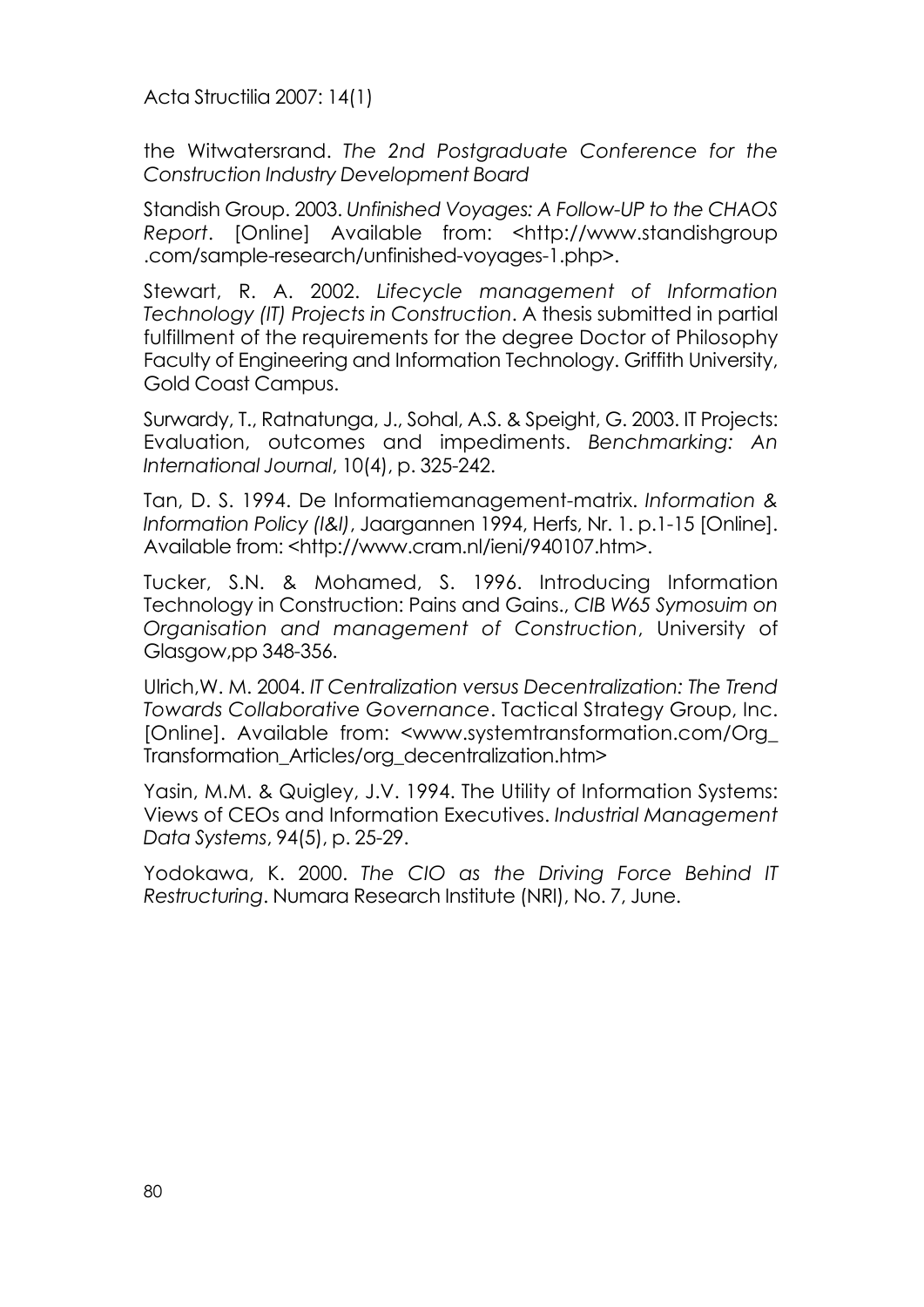the Witwatersrand. *The 2nd Postgraduate Conference for the Construction Industry Development Board*

Standish Group. 2003. *Unfinished Voyages: A Follow-UP to the CHAOS Report*. [Online] Available from: <http://www.standishgroup .com/sample-research/unfinished-voyages-1.php>.

Stewart, R. A. 2002. *Lifecycle management of Information Technology (IT) Projects in Construction*. A thesis submitted in partial fulfillment of the requirements for the degree Doctor of Philosophy Faculty of Engineering and Information Technology. Griffith University, Gold Coast Campus.

Surwardy, T., Ratnatunga, J., Sohal, A.S. & Speight, G. 2003. IT Projects: Evaluation, outcomes and impediments. *Benchmarking: An International Journal*, 10(4), p. 325-242.

Tan, D. S. 1994. De Informatiemanagement-matrix. *Information & Information Policy (I&I)*, Jaargannen 1994, Herfs, Nr. 1. p.1-15 [Online]. Available from: <http://www.cram.nl/ieni/940107.htm>.

Tucker, S.N. & Mohamed, S. 1996. Introducing Information Technology in Construction: Pains and Gains., *CIB W65 Symosuim on Organisation and management of Construction*, University of Glasgow,pp 348-356.

Ulrich,W. M. 2004. *IT Centralization versus Decentralization: The Trend Towards Collaborative Governance*. Tactical Strategy Group, Inc. [Online]. Available from: <www.systemtransformation.com/Org_ Transformation_Articles/org_decentralization.htm>

Yasin, M.M. & Quigley, J.V. 1994. The Utility of Information Systems: Views of CEOs and Information Executives. *Industrial Management Data Systems*, 94(5), p. 25-29.

Yodokawa, K. 2000. *The CIO as the Driving Force Behind IT Restructuring*. Numara Research Institute (NRI), No. 7, June.